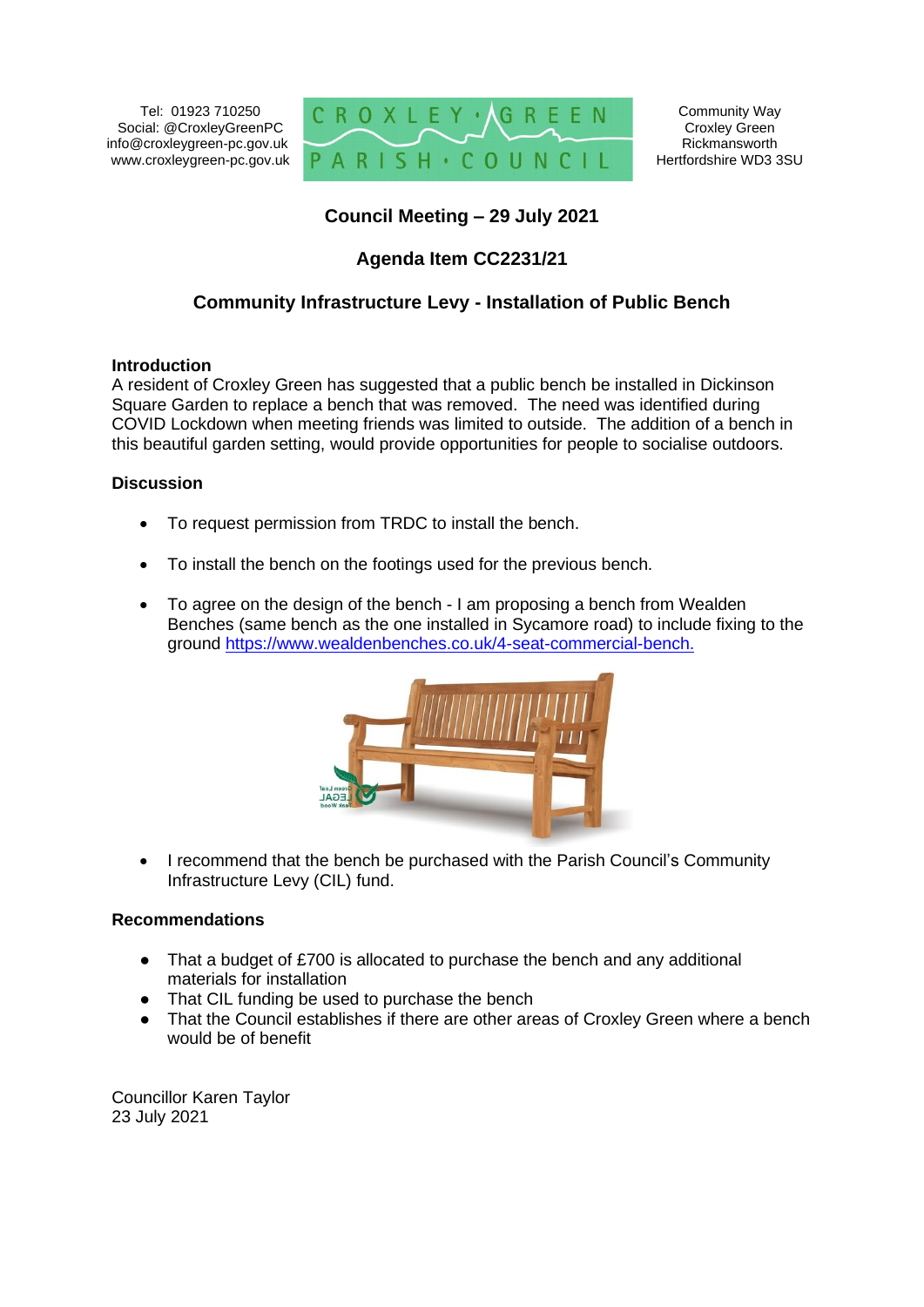Tel: 01923 710250
Social: @CroxleyGreenPC
info@croxleygreen-pc.gov.uk
www.croxleygreen-pc.gov.uk

CROXLEY GREEN PARISH COUNCIL

Community Way
Croxley Green
Rickmansworth
Hertfordshire WD3 3SU

## Council Meeting – 29 July 2021

## Agenda Item CC2231/21

## Community Infrastructure Levy - Installation of Public Bench

**Introduction**

A resident of Croxley Green has suggested that a public bench be installed in Dickinson Square Garden to replace a bench that was removed. The need was identified during COVID Lockdown when meeting friends was limited to outside. The addition of a bench in this beautiful garden setting, would provide opportunities for people to socialise outdoors.

**Discussion**

- To request permission from TRDC to install the bench.
- To install the bench on the footings used for the previous bench.
- To agree on the design of the bench - I am proposing a bench from Wealden Benches (same bench as the one installed in Sycamore road) to include fixing to the ground https://www.wealdenbenches.co.uk/4-seat-commercial-bench.
- I recommend that the bench be purchased with the Parish Council's Community Infrastructure Levy (CIL) fund.

**Recommendations**

- That a budget of £700 is allocated to purchase the bench and any additional materials for installation
- That CIL funding be used to purchase the bench
- That the Council establishes if there are other areas of Croxley Green where a bench would be of benefit

Councillor Karen Taylor
23 July 2021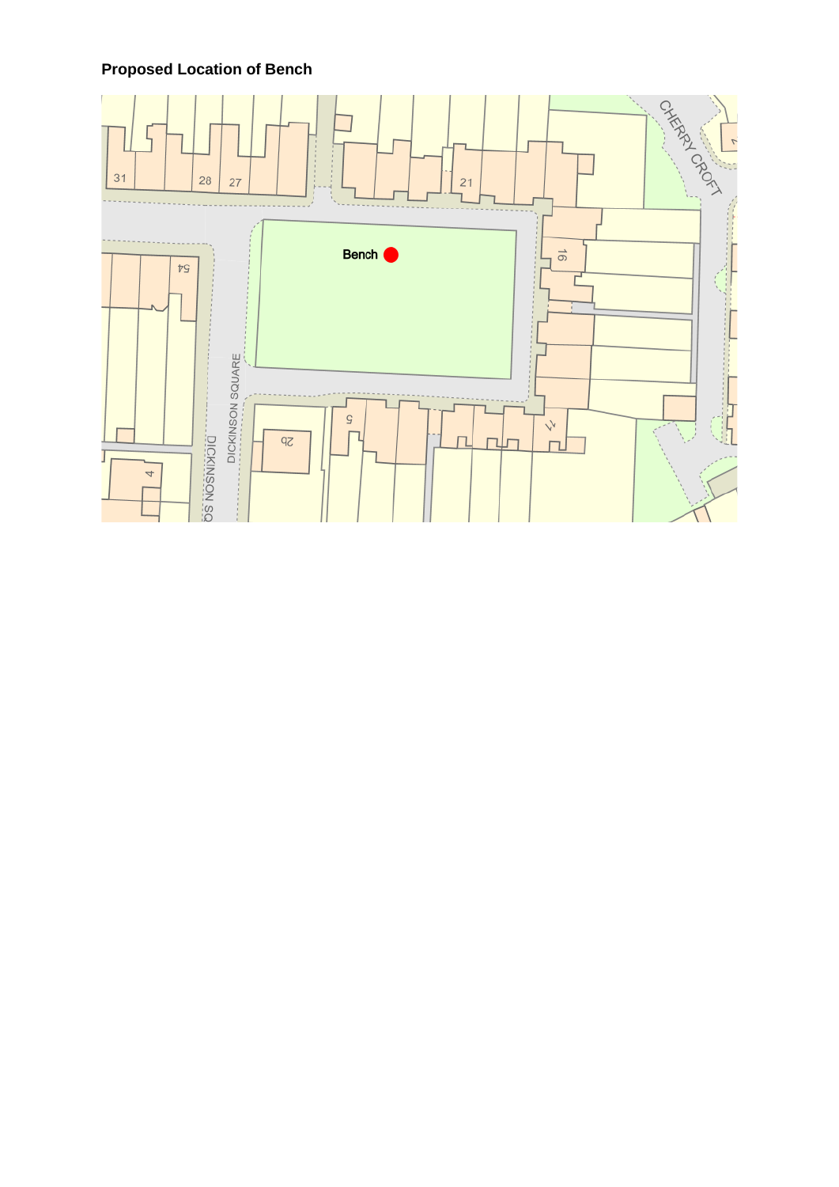**Proposed Location of Bench**

Bench

31

28

27

21

16

54

DICKINSON SQUARE

DICKINSON SQ

5

2b

17

4

CHERRY CROFT